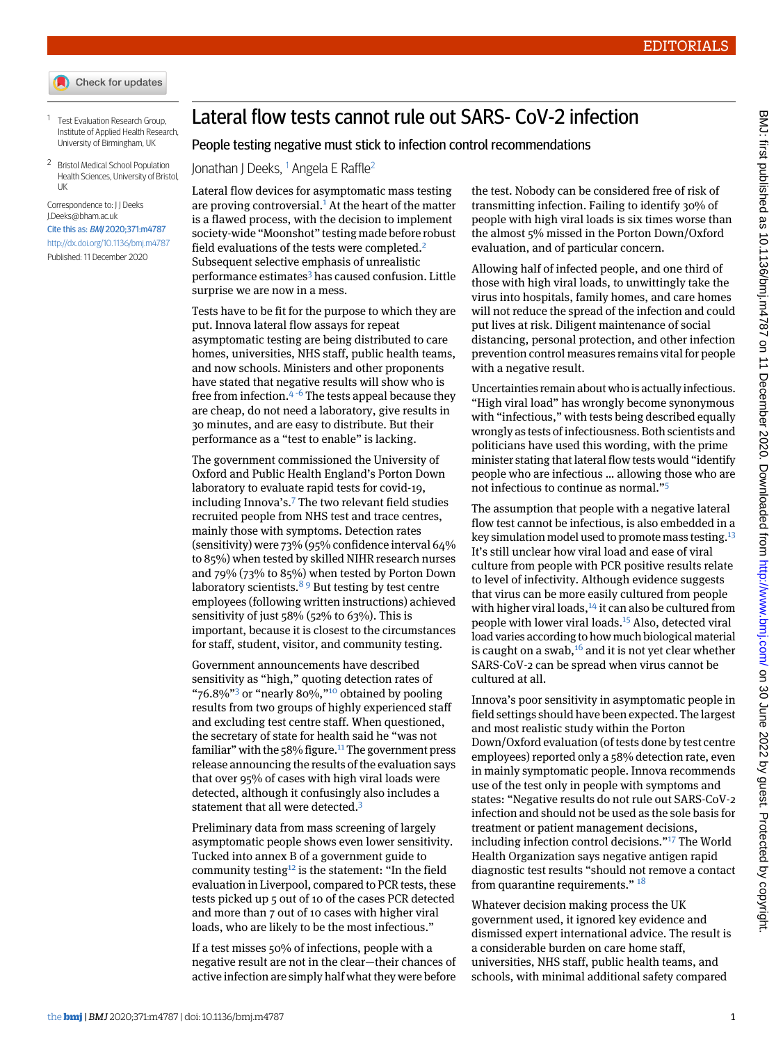# Lateral flow tests cannot rule out SARS- CoV-2 infection

## People testing negative must stick to infection control recommendations

Jonathan J Deeks,[1] Angela E Raffle[2]

[1] Test Evaluation Research Group, Institute of Applied Health Research, University of Birmingham, UK

[2] Bristol Medical School Population Health Sciences, University of Bristol, UK

Correspondence to: J J Deeks J.Deeks@bham.ac.uk

Cite this as: *BMJ* 2020;371:m4787

http://dx.doi.org/10.1136/bmj.m4787

Published: 11 December 2020

Lateral flow devices for asymptomatic mass testing are proving controversial.[1] At the heart of the matter is a flawed process, with the decision to implement society-wide "Moonshot" testing made before robust field evaluations of the tests were completed.[2] Subsequent selective emphasis of unrealistic performance estimates[3] has caused confusion. Little surprise we are now in a mess.

Tests have to be fit for the purpose to which they are put. Innova lateral flow assays for repeat asymptomatic testing are being distributed to care homes, universities, NHS staff, public health teams, and now schools. Ministers and other proponents have stated that negative results will show who is free from infection.[4-6] The tests appeal because they are cheap, do not need a laboratory, give results in 30 minutes, and are easy to distribute. But their performance as a "test to enable" is lacking.

The government commissioned the University of Oxford and Public Health England's Porton Down laboratory to evaluate rapid tests for covid-19, including Innova's.[7] The two relevant field studies recruited people from NHS test and trace centres, mainly those with symptoms. Detection rates (sensitivity) were 73% (95% confidence interval 64% to 85%) when tested by skilled NIHR research nurses and 79% (73% to 85%) when tested by Porton Down laboratory scientists.[8,9] But testing by test centre employees (following written instructions) achieved sensitivity of just 58% (52% to 63%). This is important, because it is closest to the circumstances for staff, student, visitor, and community testing.

Government announcements have described sensitivity as "high," quoting detection rates of "76.8%"[3] or "nearly 80%,"[10] obtained by pooling results from two groups of highly experienced staff and excluding test centre staff. When questioned, the secretary of state for health said he "was not familiar" with the 58% figure.[11] The government press release announcing the results of the evaluation says that over 95% of cases with high viral loads were detected, although it confusingly also includes a statement that all were detected.[3]

Preliminary data from mass screening of largely asymptomatic people shows even lower sensitivity. Tucked into annex B of a government guide to community testing[12] is the statement: "In the field evaluation in Liverpool, compared to PCR tests, these tests picked up 5 out of 10 of the cases PCR detected and more than 7 out of 10 cases with higher viral loads, who are likely to be the most infectious."

If a test misses 50% of infections, people with a negative result are not in the clear—their chances of active infection are simply half what they were before the test. Nobody can be considered free of risk of transmitting infection. Failing to identify 30% of people with high viral loads is six times worse than the almost 5% missed in the Porton Down/Oxford evaluation, and of particular concern.

Allowing half of infected people, and one third of those with high viral loads, to unwittingly take the virus into hospitals, family homes, and care homes will not reduce the spread of the infection and could put lives at risk. Diligent maintenance of social distancing, personal protection, and other infection prevention control measures remains vital for people with a negative result.

Uncertainties remain about who is actually infectious. "High viral load" has wrongly become synonymous with "infectious," with tests being described equally wrongly as tests of infectiousness. Both scientists and politicians have used this wording, with the prime minister stating that lateral flow tests would "identify people who are infectious … allowing those who are not infectious to continue as normal."[5]

The assumption that people with a negative lateral flow test cannot be infectious, is also embedded in a key simulation model used to promote mass testing.[13] It's still unclear how viral load and ease of viral culture from people with PCR positive results relate to level of infectivity. Although evidence suggests that virus can be more easily cultured from people with higher viral loads,[14] it can also be cultured from people with lower viral loads.[15] Also, detected viral load varies according to how much biological material is caught on a swab,[16] and it is not yet clear whether SARS-CoV-2 can be spread when virus cannot be cultured at all.

Innova's poor sensitivity in asymptomatic people in field settings should have been expected. The largest and most realistic study within the Porton Down/Oxford evaluation (of tests done by test centre employees) reported only a 58% detection rate, even in mainly symptomatic people. Innova recommends use of the test only in people with symptoms and states: "Negative results do not rule out SARS-CoV-2 infection and should not be used as the sole basis for treatment or patient management decisions, including infection control decisions."[17] The World Health Organization says negative antigen rapid diagnostic test results "should not remove a contact from quarantine requirements."[18]

Whatever decision making process the UK government used, it ignored key evidence and dismissed expert international advice. The result is a considerable burden on care home staff, universities, NHS staff, public health teams, and schools, with minimal additional safety compared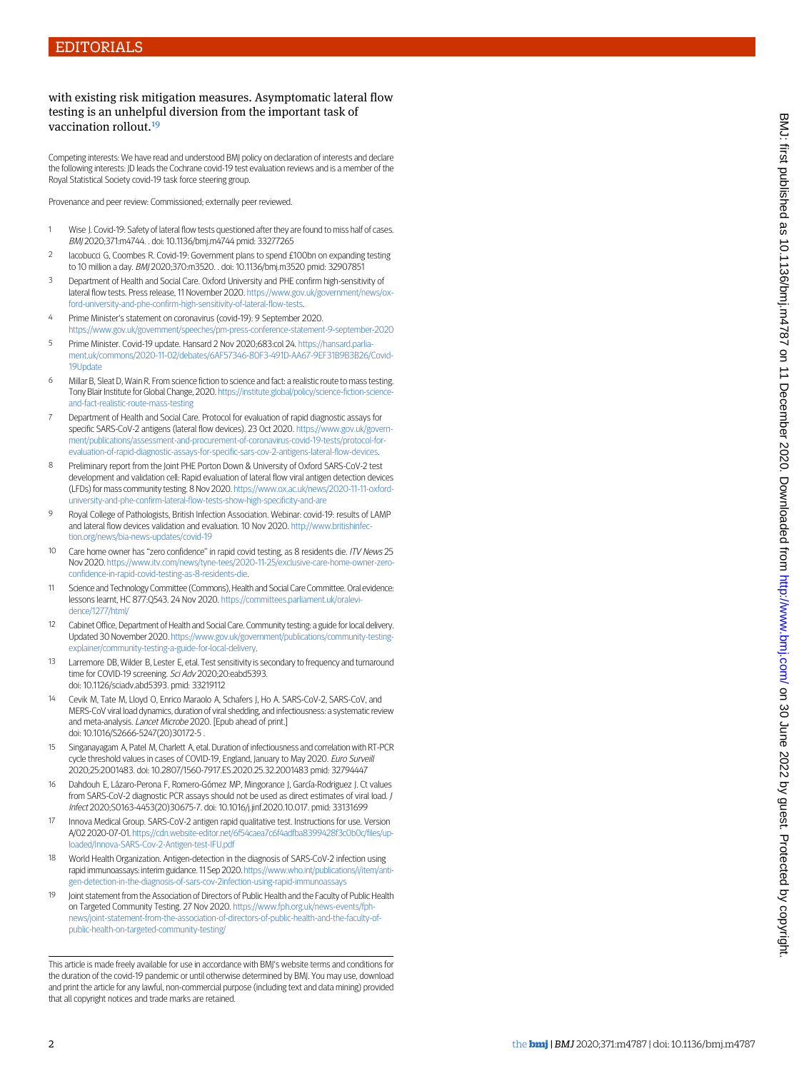with existing risk mitigation measures. Asymptomatic lateral flow testing is an unhelpful diversion from the important task of vaccination rollout.[19]

Competing interests: We have read and understood BMJ policy on declaration of interests and declare the following interests: JD leads the Cochrane covid-19 test evaluation reviews and is a member of the Royal Statistical Society covid-19 task force steering group.

Provenance and peer review: Commissioned; externally peer reviewed.

1. Wise J. Covid-19: Safety of lateral flow tests questioned after they are found to miss half of cases. *BMJ* 2020;371:m4744. . doi: 10.1136/bmj.m4744 pmid: 33277265
2. Iacobucci G, Coombes R. Covid-19: Government plans to spend £100bn on expanding testing to 10 million a day. *BMJ* 2020;370:m3520. . doi: 10.1136/bmj.m3520 pmid: 32907851
3. Department of Health and Social Care. Oxford University and PHE confirm high-sensitivity of lateral flow tests. Press release, 11 November 2020. https://www.gov.uk/government/news/oxford-university-and-phe-confirm-high-sensitivity-of-lateral-flow-tests.
4. Prime Minister's statement on coronavirus (covid-19): 9 September 2020. https://www.gov.uk/government/speeches/pm-press-conference-statement-9-september-2020
5. Prime Minister. Covid-19 update. Hansard 2 Nov 2020;683:col 24. https://hansard.parliament.uk/commons/2020-11-02/debates/6AF57346-80F3-491D-AA67-9EF31B9B3B26/Covid-19Update
6. Millar B, Sleat D, Wain R. From science fiction to science and fact: a realistic route to mass testing. Tony Blair Institute for Global Change, 2020. https://institute.global/policy/science-fiction-science-and-fact-realistic-route-mass-testing
7. Department of Health and Social Care. Protocol for evaluation of rapid diagnostic assays for specific SARS-CoV-2 antigens (lateral flow devices). 23 Oct 2020. https://www.gov.uk/government/publications/assessment-and-procurement-of-coronavirus-covid-19-tests/protocol-for-evaluation-of-rapid-diagnostic-assays-for-specific-sars-cov-2-antigens-lateral-flow-devices.
8. Preliminary report from the Joint PHE Porton Down & University of Oxford SARS-CoV-2 test development and validation cell: Rapid evaluation of lateral flow viral antigen detection devices (LFDs) for mass community testing. 8 Nov 2020. https://www.ox.ac.uk/news/2020-11-11-oxford-university-and-phe-confirm-lateral-flow-tests-show-high-specificity-and-are
9. Royal College of Pathologists, British Infection Association. Webinar: covid-19: results of LAMP and lateral flow devices validation and evaluation. 10 Nov 2020. http://www.britishinfection.org/news/bia-news-updates/covid-19
10. Care home owner has "zero confidence" in rapid covid testing, as 8 residents die. *ITV News* 25 Nov 2020. https://www.itv.com/news/tyne-tees/2020-11-25/exclusive-care-home-owner-zero-confidence-in-rapid-covid-testing-as-8-residents-die.
11. Science and Technology Committee (Commons), Health and Social Care Committee. Oral evidence: lessons learnt, HC 877:Q543. 24 Nov 2020. https://committees.parliament.uk/oralevidence/1277/html/
12. Cabinet Office, Department of Health and Social Care. Community testing: a guide for local delivery. Updated 30 November 2020. https://www.gov.uk/government/publications/community-testing-explainer/community-testing-a-guide-for-local-delivery.
13. Larremore DB, Wilder B, Lester E, etal. Test sensitivity is secondary to frequency and turnaround time for COVID-19 screening. *Sci Adv* 2020;20:eabd5393. doi: 10.1126/sciadv.abd5393. pmid: 33219112
14. Cevik M, Tate M, Lloyd O, Enrico Maraolo A, Schafers J, Ho A. SARS-CoV-2, SARS-CoV, and MERS-CoV viral load dynamics, duration of viral shedding, and infectiousness: a systematic review and meta-analysis. *Lancet Microbe* 2020. [Epub ahead of print.] doi: 10.1016/S2666-5247(20)30172-5 .
15. Singanayagam A, Patel M, Charlett A, etal. Duration of infectiousness and correlation with RT-PCR cycle threshold values in cases of COVID-19, England, January to May 2020. *Euro Surveill* 2020;25:2001483. doi: 10.2807/1560-7917.ES.2020.25.32.2001483 pmid: 32794447
16. Dahdouh E, Lázaro-Perona F, Romero-Gómez MP, Mingorance J, García-Rodriguez J. Ct values from SARS-CoV-2 diagnostic PCR assays should not be used as direct estimates of viral load. *J Infect* 2020;S0163-4453(20)30675-7. doi: 10.1016/j.jinf.2020.10.017. pmid: 33131699
17. Innova Medical Group. SARS-CoV-2 antigen rapid qualitative test. Instructions for use. Version A/02 2020-07-01. https://cdn.website-editor.net/6f54caea7c6f4adfba8399428f3c0b0c/files/uploaded/Innova-SARS-Cov-2-Antigen-test-IFU.pdf
18. World Health Organization. Antigen-detection in the diagnosis of SARS-CoV-2 infection using rapid immunoassays: interim guidance. 11 Sep 2020. https://www.who.int/publications/i/item/antigen-detection-in-the-diagnosis-of-sars-cov-2infection-using-rapid-immunoassays
19. Joint statement from the Association of Directors of Public Health and the Faculty of Public Health on Targeted Community Testing. 27 Nov 2020. https://www.fph.org.uk/news-events/fph-news/joint-statement-from-the-association-of-directors-of-public-health-and-the-faculty-of-public-health-on-targeted-community-testing/

This article is made freely available for use in accordance with BMJ's website terms and conditions for the duration of the covid-19 pandemic or until otherwise determined by BMJ. You may use, download and print the article for any lawful, non-commercial purpose (including text and data mining) provided that all copyright notices and trade marks are retained.